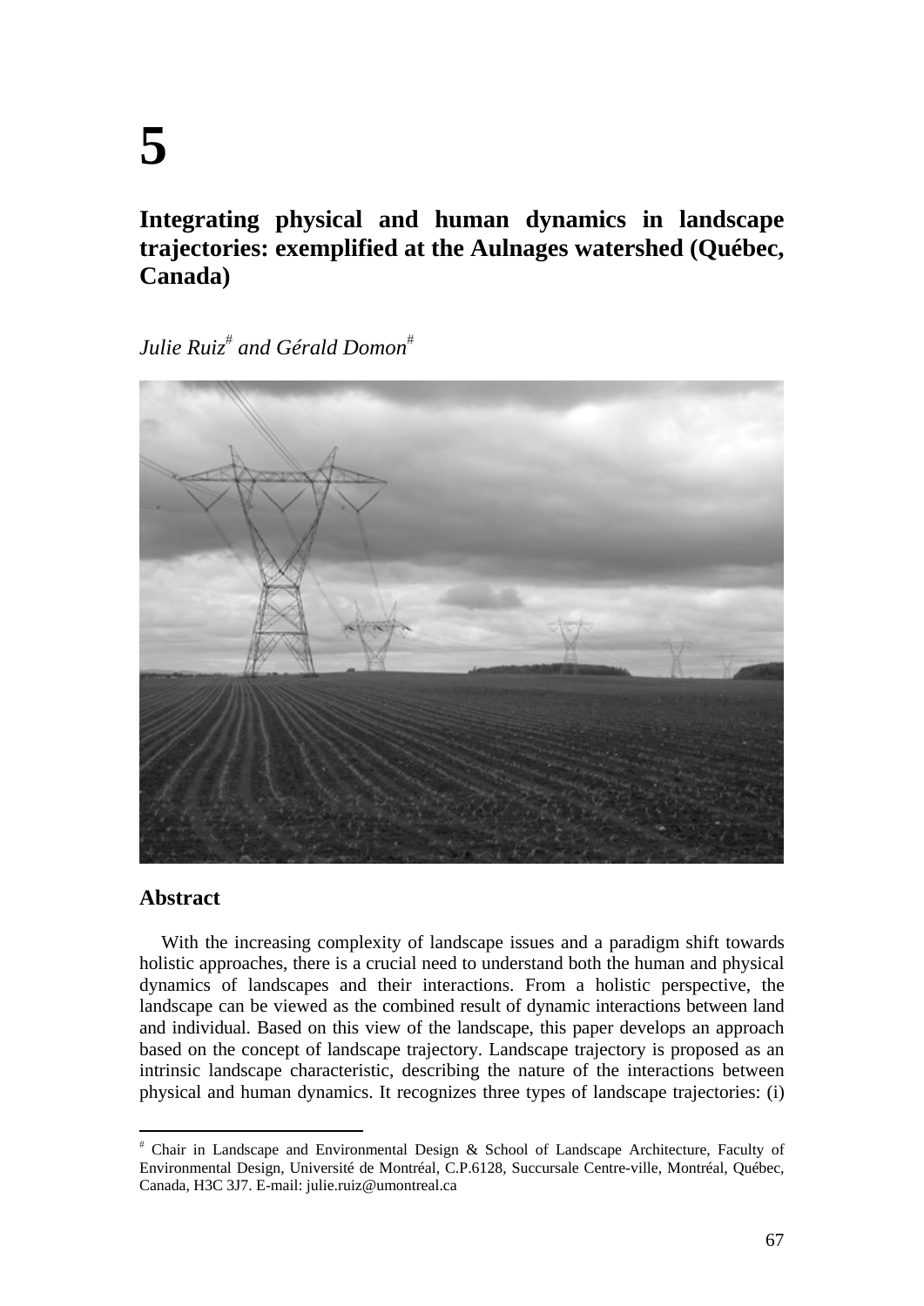# 5

## Integrating physical and human dynamics in landscape trajectories: exemplified at the Aulnages watershed (Québec, Canada)

*Julie Ruiz[#] and Gérald Domon[#]*

### Abstract

With the increasing complexity of landscape issues and a paradigm shift towards holistic approaches, there is a crucial need to understand both the human and physical dynamics of landscapes and their interactions. From a holistic perspective, the landscape can be viewed as the combined result of dynamic interactions between land and individual. Based on this view of the landscape, this paper develops an approach based on the concept of landscape trajectory. Landscape trajectory is proposed as an intrinsic landscape characteristic, describing the nature of the interactions between physical and human dynamics. It recognizes three types of landscape trajectories: (i)

[#] Chair in Landscape and Environmental Design & School of Landscape Architecture, Faculty of Environmental Design, Université de Montréal, C.P.6128, Succursale Centre-ville, Montréal, Québec, Canada, H3C 3J7. E-mail: julie.ruiz@umontreal.ca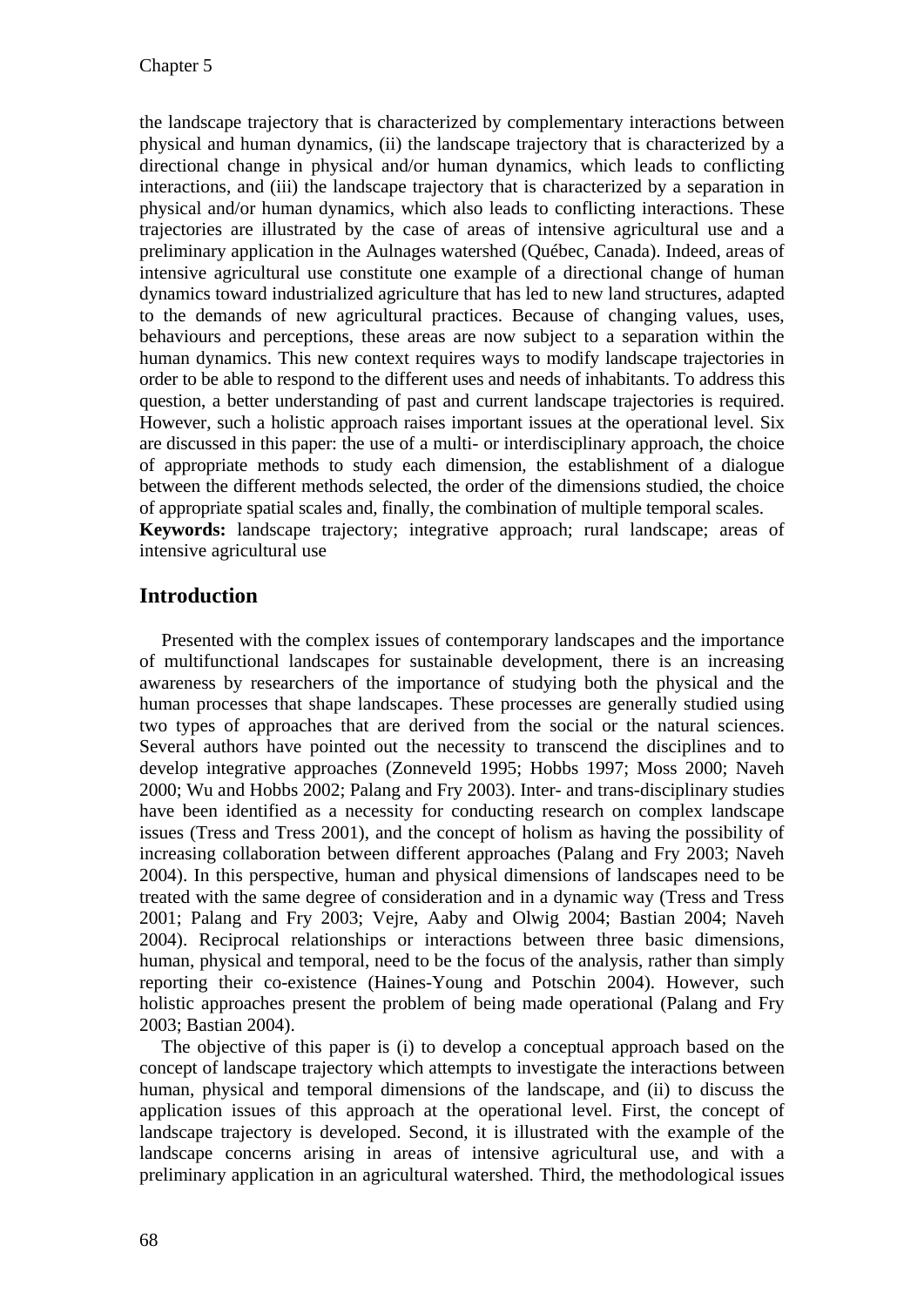the landscape trajectory that is characterized by complementary interactions between physical and human dynamics, (ii) the landscape trajectory that is characterized by a directional change in physical and/or human dynamics, which leads to conflicting interactions, and (iii) the landscape trajectory that is characterized by a separation in physical and/or human dynamics, which also leads to conflicting interactions. These trajectories are illustrated by the case of areas of intensive agricultural use and a preliminary application in the Aulnages watershed (Québec, Canada). Indeed, areas of intensive agricultural use constitute one example of a directional change of human dynamics toward industrialized agriculture that has led to new land structures, adapted to the demands of new agricultural practices. Because of changing values, uses, behaviours and perceptions, these areas are now subject to a separation within the human dynamics. This new context requires ways to modify landscape trajectories in order to be able to respond to the different uses and needs of inhabitants. To address this question, a better understanding of past and current landscape trajectories is required. However, such a holistic approach raises important issues at the operational level. Six are discussed in this paper: the use of a multi- or interdisciplinary approach, the choice of appropriate methods to study each dimension, the establishment of a dialogue between the different methods selected, the order of the dimensions studied, the choice of appropriate spatial scales and, finally, the combination of multiple temporal scales.

**Keywords:** landscape trajectory; integrative approach; rural landscape; areas of intensive agricultural use

## Introduction

Presented with the complex issues of contemporary landscapes and the importance of multifunctional landscapes for sustainable development, there is an increasing awareness by researchers of the importance of studying both the physical and the human processes that shape landscapes. These processes are generally studied using two types of approaches that are derived from the social or the natural sciences. Several authors have pointed out the necessity to transcend the disciplines and to develop integrative approaches (Zonneveld 1995; Hobbs 1997; Moss 2000; Naveh 2000; Wu and Hobbs 2002; Palang and Fry 2003). Inter- and trans-disciplinary studies have been identified as a necessity for conducting research on complex landscape issues (Tress and Tress 2001), and the concept of holism as having the possibility of increasing collaboration between different approaches (Palang and Fry 2003; Naveh 2004). In this perspective, human and physical dimensions of landscapes need to be treated with the same degree of consideration and in a dynamic way (Tress and Tress 2001; Palang and Fry 2003; Vejre, Aaby and Olwig 2004; Bastian 2004; Naveh 2004). Reciprocal relationships or interactions between three basic dimensions, human, physical and temporal, need to be the focus of the analysis, rather than simply reporting their co-existence (Haines-Young and Potschin 2004). However, such holistic approaches present the problem of being made operational (Palang and Fry 2003; Bastian 2004).

The objective of this paper is (i) to develop a conceptual approach based on the concept of landscape trajectory which attempts to investigate the interactions between human, physical and temporal dimensions of the landscape, and (ii) to discuss the application issues of this approach at the operational level. First, the concept of landscape trajectory is developed. Second, it is illustrated with the example of the landscape concerns arising in areas of intensive agricultural use, and with a preliminary application in an agricultural watershed. Third, the methodological issues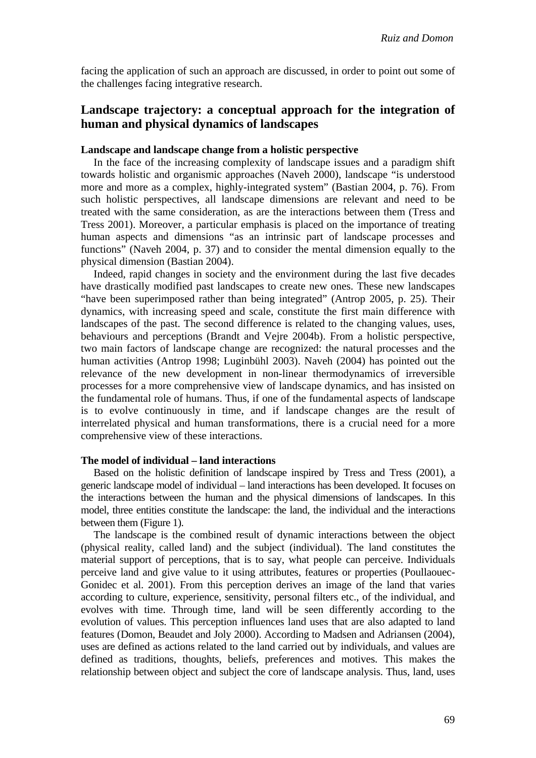facing the application of such an approach are discussed, in order to point out some of the challenges facing integrative research.

## Landscape trajectory: a conceptual approach for the integration of human and physical dynamics of landscapes

### Landscape and landscape change from a holistic perspective

In the face of the increasing complexity of landscape issues and a paradigm shift towards holistic and organismic approaches (Naveh 2000), landscape "is understood more and more as a complex, highly-integrated system" (Bastian 2004, p. 76). From such holistic perspectives, all landscape dimensions are relevant and need to be treated with the same consideration, as are the interactions between them (Tress and Tress 2001). Moreover, a particular emphasis is placed on the importance of treating human aspects and dimensions "as an intrinsic part of landscape processes and functions" (Naveh 2004, p. 37) and to consider the mental dimension equally to the physical dimension (Bastian 2004).

Indeed, rapid changes in society and the environment during the last five decades have drastically modified past landscapes to create new ones. These new landscapes "have been superimposed rather than being integrated" (Antrop 2005, p. 25). Their dynamics, with increasing speed and scale, constitute the first main difference with landscapes of the past. The second difference is related to the changing values, uses, behaviours and perceptions (Brandt and Vejre 2004b). From a holistic perspective, two main factors of landscape change are recognized: the natural processes and the human activities (Antrop 1998; Luginbühl 2003). Naveh (2004) has pointed out the relevance of the new development in non-linear thermodynamics of irreversible processes for a more comprehensive view of landscape dynamics, and has insisted on the fundamental role of humans. Thus, if one of the fundamental aspects of landscape is to evolve continuously in time, and if landscape changes are the result of interrelated physical and human transformations, there is a crucial need for a more comprehensive view of these interactions.

### The model of individual – land interactions

Based on the holistic definition of landscape inspired by Tress and Tress (2001), a generic landscape model of individual – land interactions has been developed. It focuses on the interactions between the human and the physical dimensions of landscapes. In this model, three entities constitute the landscape: the land, the individual and the interactions between them (Figure 1).

The landscape is the combined result of dynamic interactions between the object (physical reality, called land) and the subject (individual). The land constitutes the material support of perceptions, that is to say, what people can perceive. Individuals perceive land and give value to it using attributes, features or properties (Poullaouec-Gonidec et al. 2001). From this perception derives an image of the land that varies according to culture, experience, sensitivity, personal filters etc., of the individual, and evolves with time. Through time, land will be seen differently according to the evolution of values. This perception influences land uses that are also adapted to land features (Domon, Beaudet and Joly 2000). According to Madsen and Adriansen (2004), uses are defined as actions related to the land carried out by individuals, and values are defined as traditions, thoughts, beliefs, preferences and motives. This makes the relationship between object and subject the core of landscape analysis. Thus, land, uses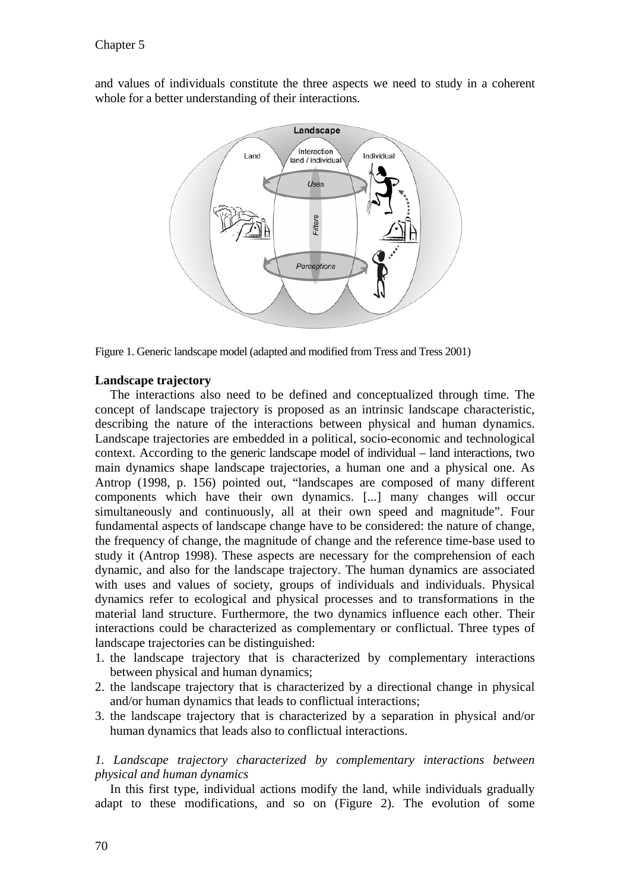and values of individuals constitute the three aspects we need to study in a coherent whole for a better understanding of their interactions.

Figure 1. Generic landscape model (adapted and modified from Tress and Tress 2001)

**Landscape trajectory**

The interactions also need to be defined and conceptualized through time. The concept of landscape trajectory is proposed as an intrinsic landscape characteristic, describing the nature of the interactions between physical and human dynamics. Landscape trajectories are embedded in a political, socio-economic and technological context. According to the generic landscape model of individual – land interactions, two main dynamics shape landscape trajectories, a human one and a physical one. As Antrop (1998, p. 156) pointed out, "landscapes are composed of many different components which have their own dynamics. [...] many changes will occur simultaneously and continuously, all at their own speed and magnitude". Four fundamental aspects of landscape change have to be considered: the nature of change, the frequency of change, the magnitude of change and the reference time-base used to study it (Antrop 1998). These aspects are necessary for the comprehension of each dynamic, and also for the landscape trajectory. The human dynamics are associated with uses and values of society, groups of individuals and individuals. Physical dynamics refer to ecological and physical processes and to transformations in the material land structure. Furthermore, the two dynamics influence each other. Their interactions could be characterized as complementary or conflictual. Three types of landscape trajectories can be distinguished:

1. the landscape trajectory that is characterized by complementary interactions between physical and human dynamics;
2. the landscape trajectory that is characterized by a directional change in physical and/or human dynamics that leads to conflictual interactions;
3. the landscape trajectory that is characterized by a separation in physical and/or human dynamics that leads also to conflictual interactions.

*1. Landscape trajectory characterized by complementary interactions between physical and human dynamics*

In this first type, individual actions modify the land, while individuals gradually adapt to these modifications, and so on (Figure 2). The evolution of some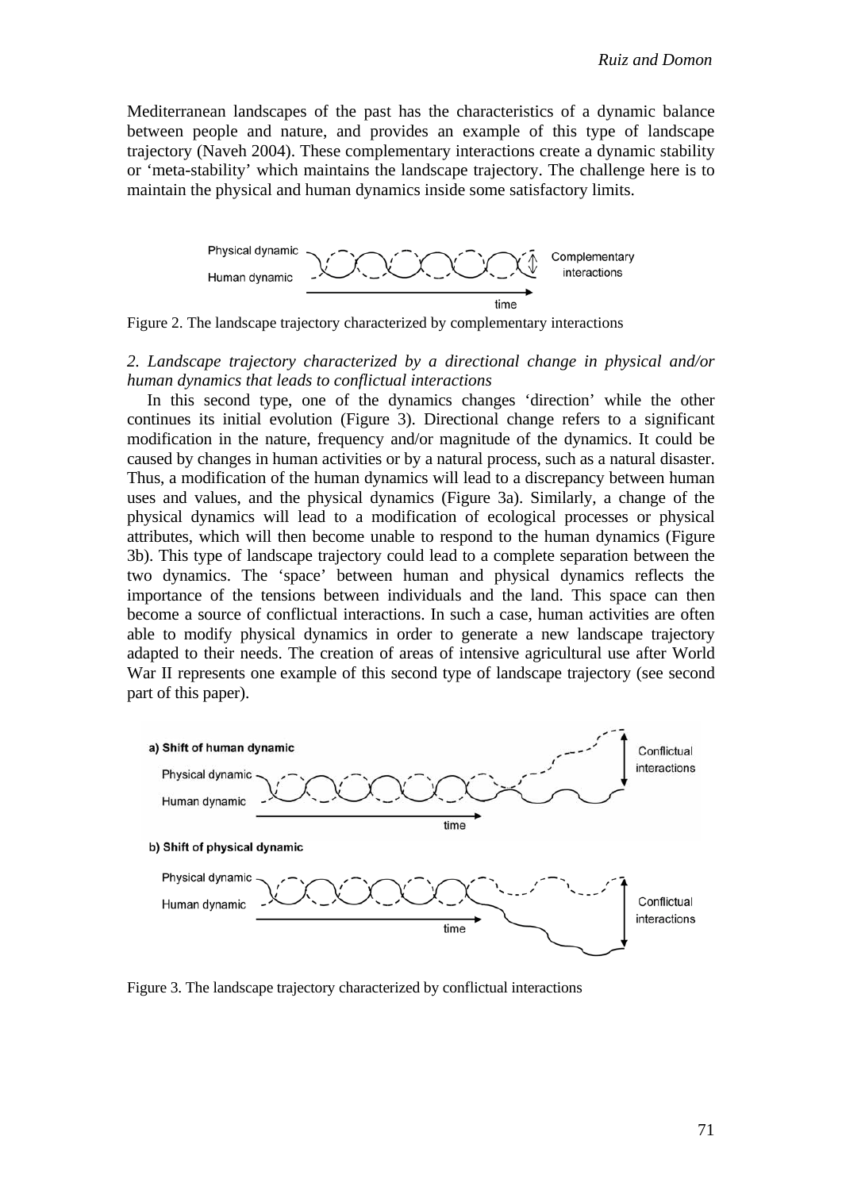Mediterranean landscapes of the past has the characteristics of a dynamic balance between people and nature, and provides an example of this type of landscape trajectory (Naveh 2004). These complementary interactions create a dynamic stability or 'meta-stability' which maintains the landscape trajectory. The challenge here is to maintain the physical and human dynamics inside some satisfactory limits.

Figure 2. The landscape trajectory characterized by complementary interactions

*2. Landscape trajectory characterized by a directional change in physical and/or human dynamics that leads to conflictual interactions*

In this second type, one of the dynamics changes 'direction' while the other continues its initial evolution (Figure 3). Directional change refers to a significant modification in the nature, frequency and/or magnitude of the dynamics. It could be caused by changes in human activities or by a natural process, such as a natural disaster. Thus, a modification of the human dynamics will lead to a discrepancy between human uses and values, and the physical dynamics (Figure 3a). Similarly, a change of the physical dynamics will lead to a modification of ecological processes or physical attributes, which will then become unable to respond to the human dynamics (Figure 3b). This type of landscape trajectory could lead to a complete separation between the two dynamics. The 'space' between human and physical dynamics reflects the importance of the tensions between individuals and the land. This space can then become a source of conflictual interactions. In such a case, human activities are often able to modify physical dynamics in order to generate a new landscape trajectory adapted to their needs. The creation of areas of intensive agricultural use after World War II represents one example of this second type of landscape trajectory (see second part of this paper).

Figure 3. The landscape trajectory characterized by conflictual interactions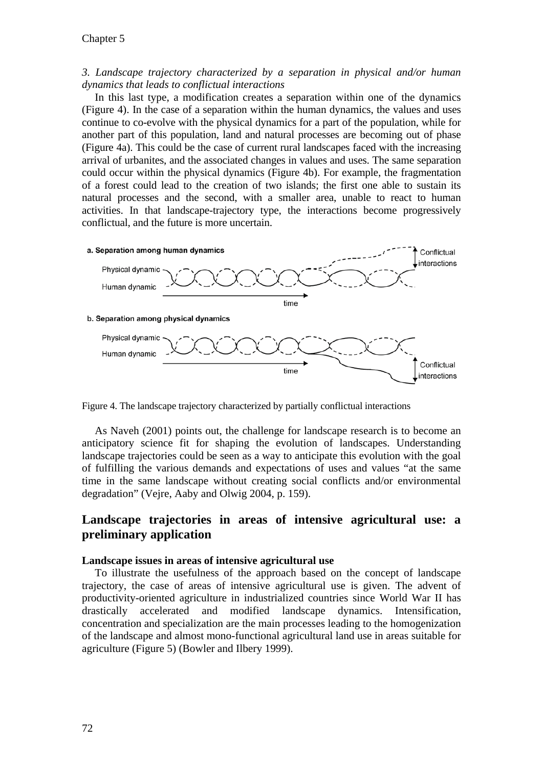*3. Landscape trajectory characterized by a separation in physical and/or human dynamics that leads to conflictual interactions*

In this last type, a modification creates a separation within one of the dynamics (Figure 4). In the case of a separation within the human dynamics, the values and uses continue to co-evolve with the physical dynamics for a part of the population, while for another part of this population, land and natural processes are becoming out of phase (Figure 4a). This could be the case of current rural landscapes faced with the increasing arrival of urbanites, and the associated changes in values and uses. The same separation could occur within the physical dynamics (Figure 4b). For example, the fragmentation of a forest could lead to the creation of two islands; the first one able to sustain its natural processes and the second, with a smaller area, unable to react to human activities. In that landscape-trajectory type, the interactions become progressively conflictual, and the future is more uncertain.

Figure 4. The landscape trajectory characterized by partially conflictual interactions

As Naveh (2001) points out, the challenge for landscape research is to become an anticipatory science fit for shaping the evolution of landscapes. Understanding landscape trajectories could be seen as a way to anticipate this evolution with the goal of fulfilling the various demands and expectations of uses and values "at the same time in the same landscape without creating social conflicts and/or environmental degradation" (Vejre, Aaby and Olwig 2004, p. 159).

## Landscape trajectories in areas of intensive agricultural use: a preliminary application

### Landscape issues in areas of intensive agricultural use

To illustrate the usefulness of the approach based on the concept of landscape trajectory, the case of areas of intensive agricultural use is given. The advent of productivity-oriented agriculture in industrialized countries since World War II has drastically accelerated and modified landscape dynamics. Intensification, concentration and specialization are the main processes leading to the homogenization of the landscape and almost mono-functional agricultural land use in areas suitable for agriculture (Figure 5) (Bowler and Ilbery 1999).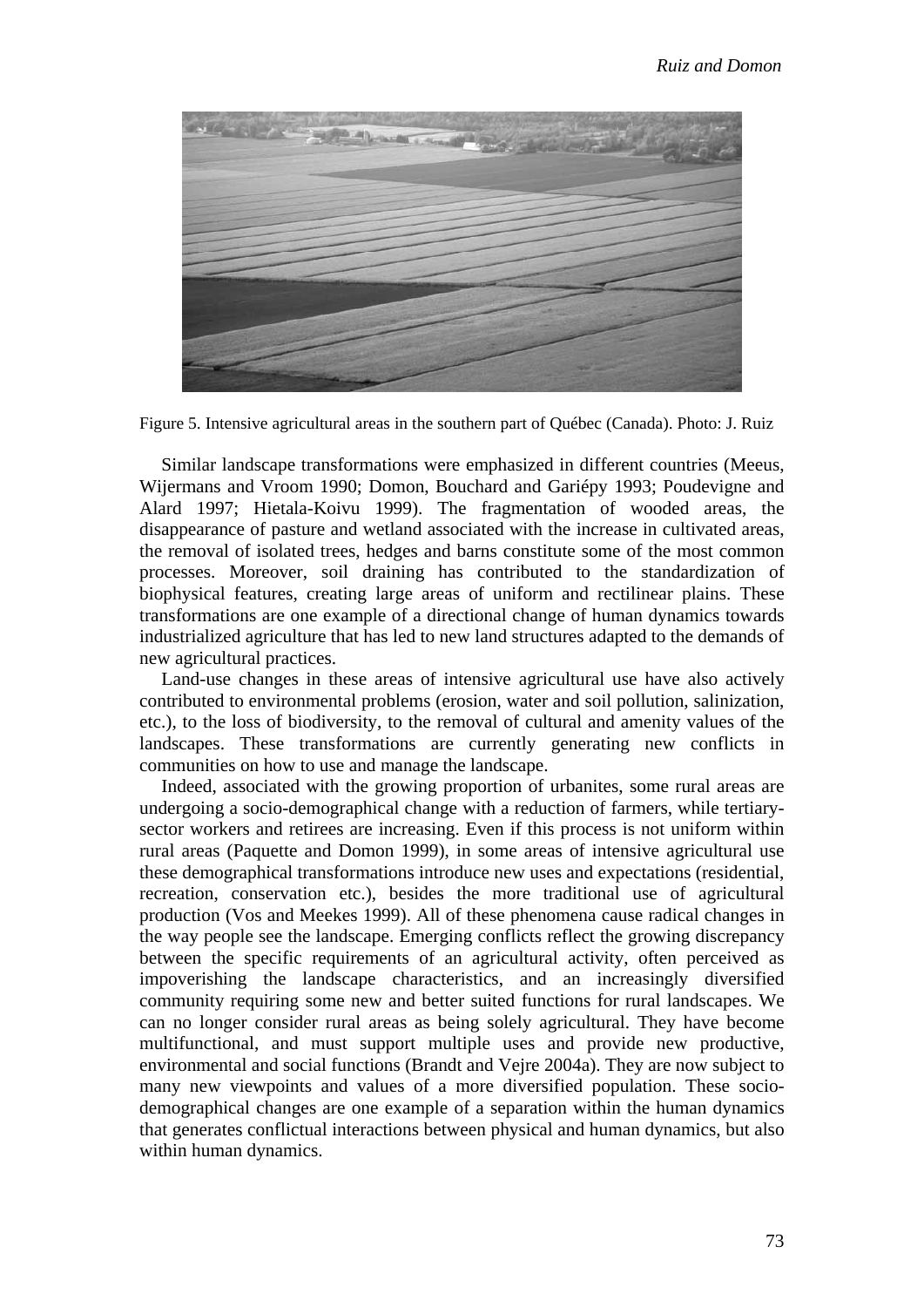Figure 5. Intensive agricultural areas in the southern part of Québec (Canada). Photo: J. Ruiz

Similar landscape transformations were emphasized in different countries (Meeus, Wijermans and Vroom 1990; Domon, Bouchard and Gariépy 1993; Poudevigne and Alard 1997; Hietala-Koivu 1999). The fragmentation of wooded areas, the disappearance of pasture and wetland associated with the increase in cultivated areas, the removal of isolated trees, hedges and barns constitute some of the most common processes. Moreover, soil draining has contributed to the standardization of biophysical features, creating large areas of uniform and rectilinear plains. These transformations are one example of a directional change of human dynamics towards industrialized agriculture that has led to new land structures adapted to the demands of new agricultural practices.

Land-use changes in these areas of intensive agricultural use have also actively contributed to environmental problems (erosion, water and soil pollution, salinization, etc.), to the loss of biodiversity, to the removal of cultural and amenity values of the landscapes. These transformations are currently generating new conflicts in communities on how to use and manage the landscape.

Indeed, associated with the growing proportion of urbanites, some rural areas are undergoing a socio-demographical change with a reduction of farmers, while tertiary-sector workers and retirees are increasing. Even if this process is not uniform within rural areas (Paquette and Domon 1999), in some areas of intensive agricultural use these demographical transformations introduce new uses and expectations (residential, recreation, conservation etc.), besides the more traditional use of agricultural production (Vos and Meekes 1999). All of these phenomena cause radical changes in the way people see the landscape. Emerging conflicts reflect the growing discrepancy between the specific requirements of an agricultural activity, often perceived as impoverishing the landscape characteristics, and an increasingly diversified community requiring some new and better suited functions for rural landscapes. We can no longer consider rural areas as being solely agricultural. They have become multifunctional, and must support multiple uses and provide new productive, environmental and social functions (Brandt and Vejre 2004a). They are now subject to many new viewpoints and values of a more diversified population. These socio-demographical changes are one example of a separation within the human dynamics that generates conflictual interactions between physical and human dynamics, but also within human dynamics.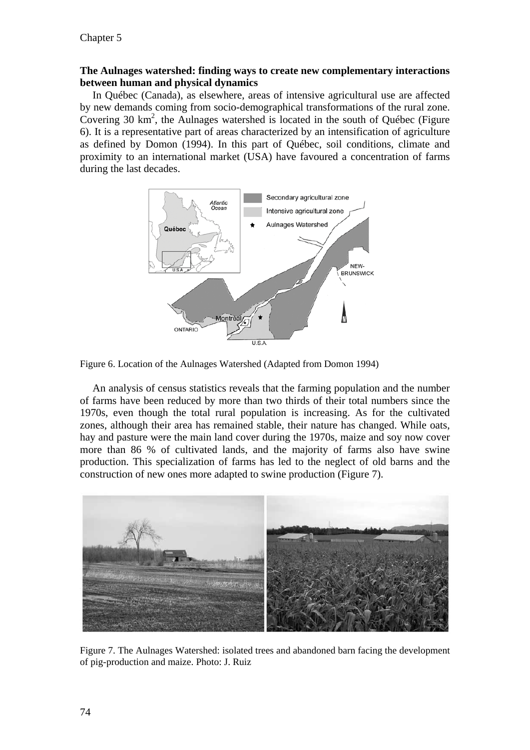**The Aulnages watershed: finding ways to create new complementary interactions between human and physical dynamics**

In Québec (Canada), as elsewhere, areas of intensive agricultural use are affected by new demands coming from socio-demographical transformations of the rural zone. Covering 30 $km^2$, the Aulnages watershed is located in the south of Québec (Figure 6). It is a representative part of areas characterized by an intensification of agriculture as defined by Domon (1994). In this part of Québec, soil conditions, climate and proximity to an international market (USA) have favoured a concentration of farms during the last decades.

Figure 6. Location of the Aulnages Watershed (Adapted from Domon 1994)

An analysis of census statistics reveals that the farming population and the number of farms have been reduced by more than two thirds of their total numbers since the 1970s, even though the total rural population is increasing. As for the cultivated zones, although their area has remained stable, their nature has changed. While oats, hay and pasture were the main land cover during the 1970s, maize and soy now cover more than 86 % of cultivated lands, and the majority of farms also have swine production. This specialization of farms has led to the neglect of old barns and the construction of new ones more adapted to swine production (Figure 7).

Figure 7. The Aulnages Watershed: isolated trees and abandoned barn facing the development of pig-production and maize. Photo: J. Ruiz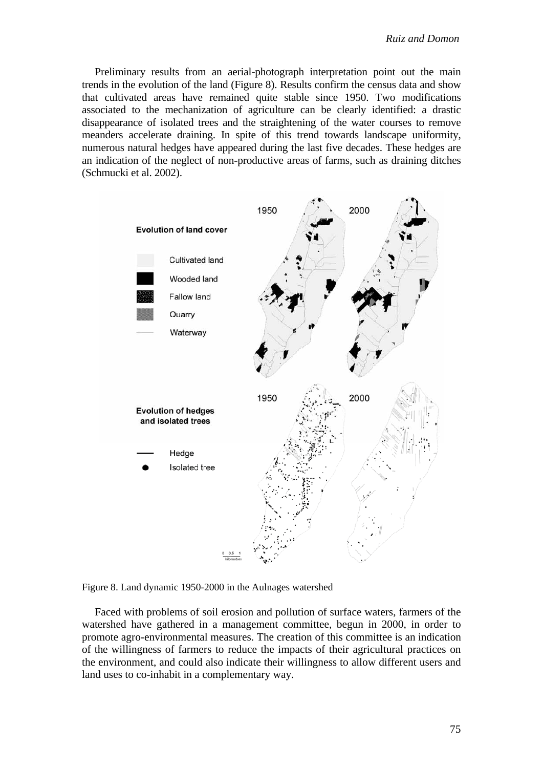Preliminary results from an aerial-photograph interpretation point out the main trends in the evolution of the land (Figure 8). Results confirm the census data and show that cultivated areas have remained quite stable since 1950. Two modifications associated to the mechanization of agriculture can be clearly identified: a drastic disappearance of isolated trees and the straightening of the water courses to remove meanders accelerate draining. In spite of this trend towards landscape uniformity, numerous natural hedges have appeared during the last five decades. These hedges are an indication of the neglect of non-productive areas of farms, such as draining ditches (Schmucki et al. 2002).

Figure 8. Land dynamic 1950-2000 in the Aulnages watershed

Faced with problems of soil erosion and pollution of surface waters, farmers of the watershed have gathered in a management committee, begun in 2000, in order to promote agro-environmental measures. The creation of this committee is an indication of the willingness of farmers to reduce the impacts of their agricultural practices on the environment, and could also indicate their willingness to allow different users and land uses to co-inhabit in a complementary way.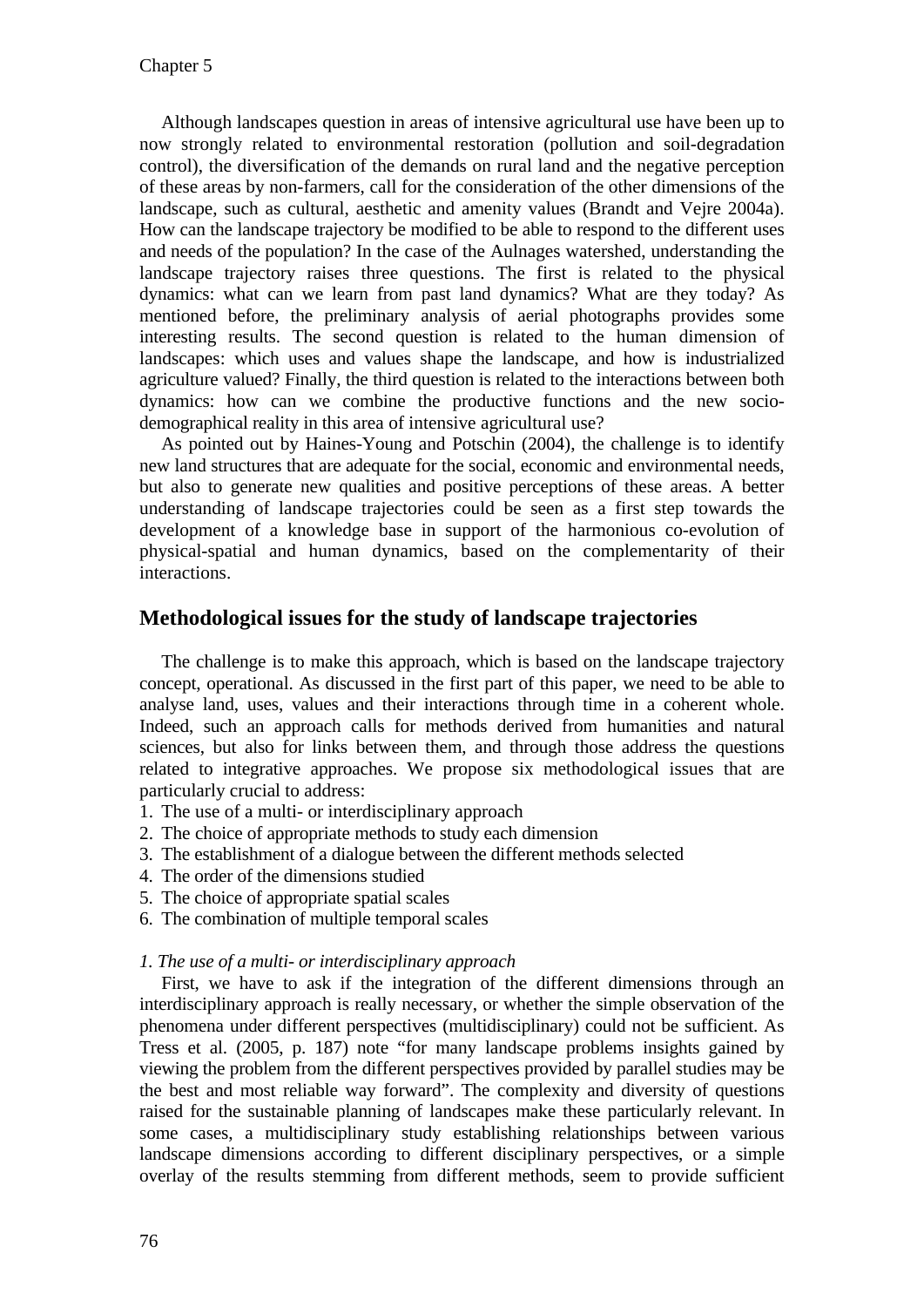Although landscapes question in areas of intensive agricultural use have been up to now strongly related to environmental restoration (pollution and soil-degradation control), the diversification of the demands on rural land and the negative perception of these areas by non-farmers, call for the consideration of the other dimensions of the landscape, such as cultural, aesthetic and amenity values (Brandt and Vejre 2004a). How can the landscape trajectory be modified to be able to respond to the different uses and needs of the population? In the case of the Aulnages watershed, understanding the landscape trajectory raises three questions. The first is related to the physical dynamics: what can we learn from past land dynamics? What are they today? As mentioned before, the preliminary analysis of aerial photographs provides some interesting results. The second question is related to the human dimension of landscapes: which uses and values shape the landscape, and how is industrialized agriculture valued? Finally, the third question is related to the interactions between both dynamics: how can we combine the productive functions and the new socio-demographical reality in this area of intensive agricultural use?

As pointed out by Haines-Young and Potschin (2004), the challenge is to identify new land structures that are adequate for the social, economic and environmental needs, but also to generate new qualities and positive perceptions of these areas. A better understanding of landscape trajectories could be seen as a first step towards the development of a knowledge base in support of the harmonious co-evolution of physical-spatial and human dynamics, based on the complementarity of their interactions.

## Methodological issues for the study of landscape trajectories

The challenge is to make this approach, which is based on the landscape trajectory concept, operational. As discussed in the first part of this paper, we need to be able to analyse land, uses, values and their interactions through time in a coherent whole. Indeed, such an approach calls for methods derived from humanities and natural sciences, but also for links between them, and through those address the questions related to integrative approaches. We propose six methodological issues that are particularly crucial to address:

1. The use of a multi- or interdisciplinary approach
2. The choice of appropriate methods to study each dimension
3. The establishment of a dialogue between the different methods selected
4. The order of the dimensions studied
5. The choice of appropriate spatial scales
6. The combination of multiple temporal scales

*1. The use of a multi- or interdisciplinary approach*

First, we have to ask if the integration of the different dimensions through an interdisciplinary approach is really necessary, or whether the simple observation of the phenomena under different perspectives (multidisciplinary) could not be sufficient. As Tress et al. (2005, p. 187) note "for many landscape problems insights gained by viewing the problem from the different perspectives provided by parallel studies may be the best and most reliable way forward". The complexity and diversity of questions raised for the sustainable planning of landscapes make these particularly relevant. In some cases, a multidisciplinary study establishing relationships between various landscape dimensions according to different disciplinary perspectives, or a simple overlay of the results stemming from different methods, seem to provide sufficient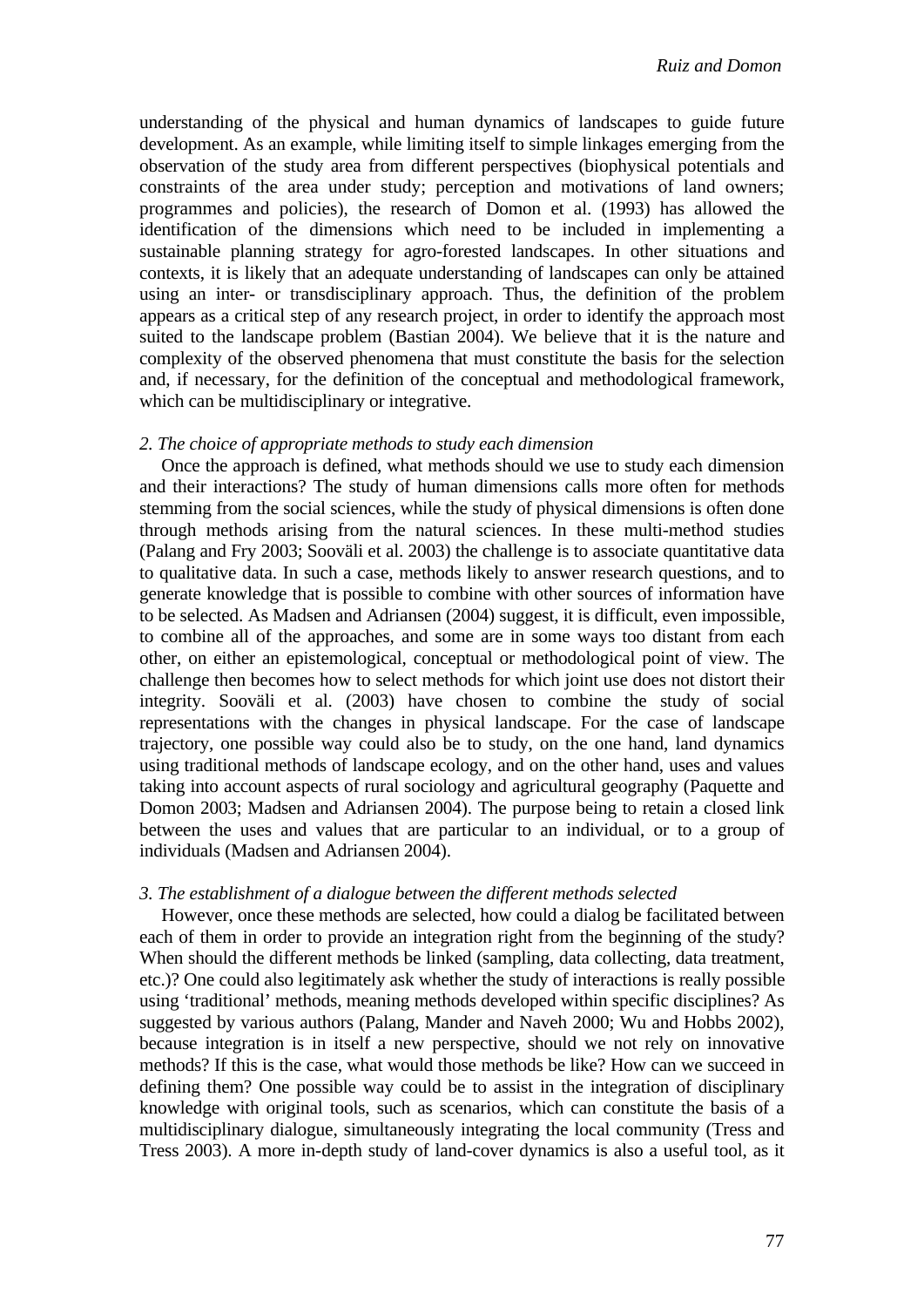understanding of the physical and human dynamics of landscapes to guide future development. As an example, while limiting itself to simple linkages emerging from the observation of the study area from different perspectives (biophysical potentials and constraints of the area under study; perception and motivations of land owners; programmes and policies), the research of Domon et al. (1993) has allowed the identification of the dimensions which need to be included in implementing a sustainable planning strategy for agro-forested landscapes. In other situations and contexts, it is likely that an adequate understanding of landscapes can only be attained using an inter- or transdisciplinary approach. Thus, the definition of the problem appears as a critical step of any research project, in order to identify the approach most suited to the landscape problem (Bastian 2004). We believe that it is the nature and complexity of the observed phenomena that must constitute the basis for the selection and, if necessary, for the definition of the conceptual and methodological framework, which can be multidisciplinary or integrative.

*2. The choice of appropriate methods to study each dimension*

Once the approach is defined, what methods should we use to study each dimension and their interactions? The study of human dimensions calls more often for methods stemming from the social sciences, while the study of physical dimensions is often done through methods arising from the natural sciences. In these multi-method studies (Palang and Fry 2003; Sooväli et al. 2003) the challenge is to associate quantitative data to qualitative data. In such a case, methods likely to answer research questions, and to generate knowledge that is possible to combine with other sources of information have to be selected. As Madsen and Adriansen (2004) suggest, it is difficult, even impossible, to combine all of the approaches, and some are in some ways too distant from each other, on either an epistemological, conceptual or methodological point of view. The challenge then becomes how to select methods for which joint use does not distort their integrity. Sooväli et al. (2003) have chosen to combine the study of social representations with the changes in physical landscape. For the case of landscape trajectory, one possible way could also be to study, on the one hand, land dynamics using traditional methods of landscape ecology, and on the other hand, uses and values taking into account aspects of rural sociology and agricultural geography (Paquette and Domon 2003; Madsen and Adriansen 2004). The purpose being to retain a closed link between the uses and values that are particular to an individual, or to a group of individuals (Madsen and Adriansen 2004).

*3. The establishment of a dialogue between the different methods selected*

However, once these methods are selected, how could a dialog be facilitated between each of them in order to provide an integration right from the beginning of the study? When should the different methods be linked (sampling, data collecting, data treatment, etc.)? One could also legitimately ask whether the study of interactions is really possible using 'traditional' methods, meaning methods developed within specific disciplines? As suggested by various authors (Palang, Mander and Naveh 2000; Wu and Hobbs 2002), because integration is in itself a new perspective, should we not rely on innovative methods? If this is the case, what would those methods be like? How can we succeed in defining them? One possible way could be to assist in the integration of disciplinary knowledge with original tools, such as scenarios, which can constitute the basis of a multidisciplinary dialogue, simultaneously integrating the local community (Tress and Tress 2003). A more in-depth study of land-cover dynamics is also a useful tool, as it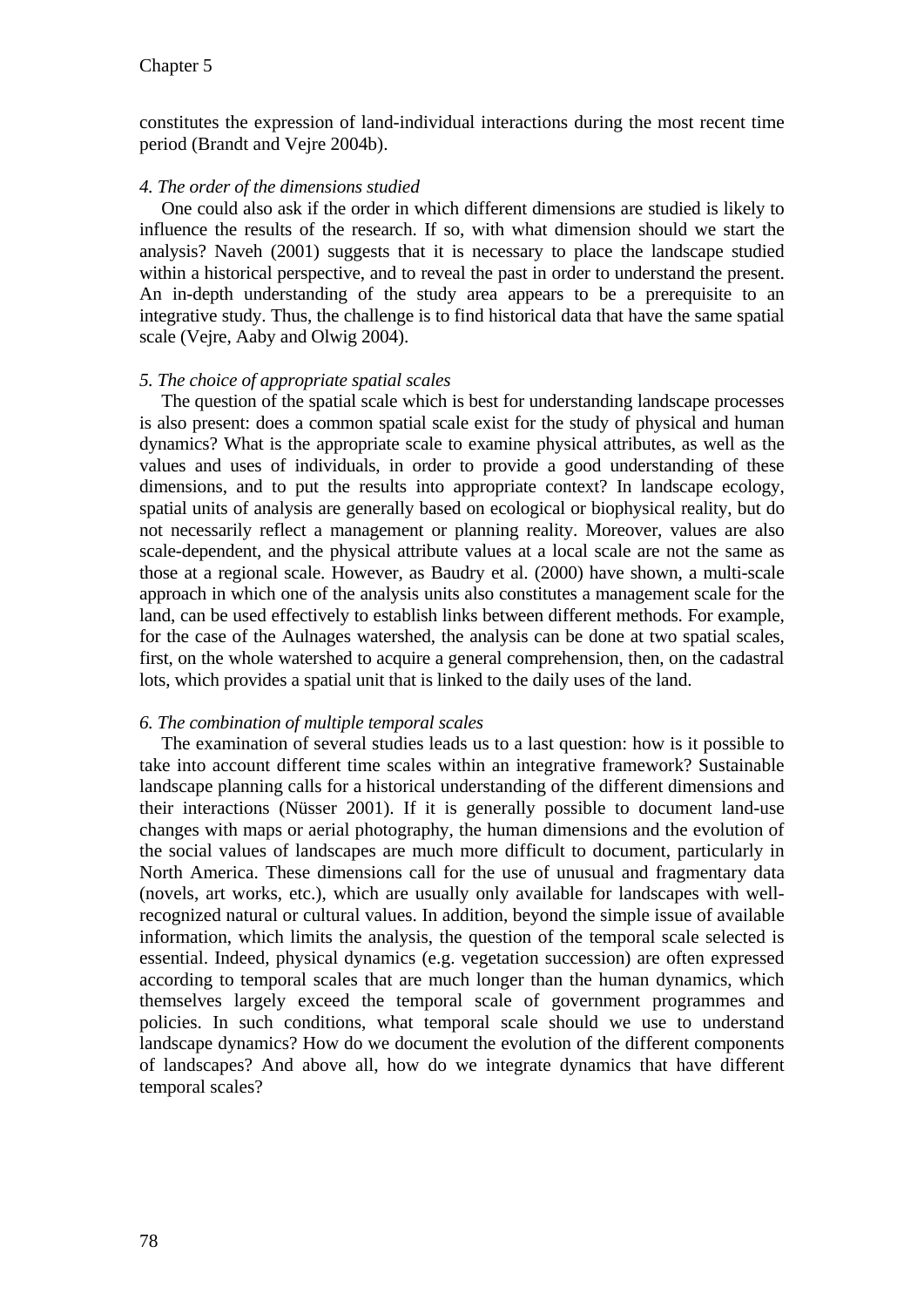constitutes the expression of land-individual interactions during the most recent time period (Brandt and Vejre 2004b).

*4. The order of the dimensions studied*

One could also ask if the order in which different dimensions are studied is likely to influence the results of the research. If so, with what dimension should we start the analysis? Naveh (2001) suggests that it is necessary to place the landscape studied within a historical perspective, and to reveal the past in order to understand the present. An in-depth understanding of the study area appears to be a prerequisite to an integrative study. Thus, the challenge is to find historical data that have the same spatial scale (Vejre, Aaby and Olwig 2004).

*5. The choice of appropriate spatial scales*

The question of the spatial scale which is best for understanding landscape processes is also present: does a common spatial scale exist for the study of physical and human dynamics? What is the appropriate scale to examine physical attributes, as well as the values and uses of individuals, in order to provide a good understanding of these dimensions, and to put the results into appropriate context? In landscape ecology, spatial units of analysis are generally based on ecological or biophysical reality, but do not necessarily reflect a management or planning reality. Moreover, values are also scale-dependent, and the physical attribute values at a local scale are not the same as those at a regional scale. However, as Baudry et al. (2000) have shown, a multi-scale approach in which one of the analysis units also constitutes a management scale for the land, can be used effectively to establish links between different methods. For example, for the case of the Aulnages watershed, the analysis can be done at two spatial scales, first, on the whole watershed to acquire a general comprehension, then, on the cadastral lots, which provides a spatial unit that is linked to the daily uses of the land.

*6. The combination of multiple temporal scales*

The examination of several studies leads us to a last question: how is it possible to take into account different time scales within an integrative framework? Sustainable landscape planning calls for a historical understanding of the different dimensions and their interactions (Nüsser 2001). If it is generally possible to document land-use changes with maps or aerial photography, the human dimensions and the evolution of the social values of landscapes are much more difficult to document, particularly in North America. These dimensions call for the use of unusual and fragmentary data (novels, art works, etc.), which are usually only available for landscapes with well-recognized natural or cultural values. In addition, beyond the simple issue of available information, which limits the analysis, the question of the temporal scale selected is essential. Indeed, physical dynamics (e.g. vegetation succession) are often expressed according to temporal scales that are much longer than the human dynamics, which themselves largely exceed the temporal scale of government programmes and policies. In such conditions, what temporal scale should we use to understand landscape dynamics? How do we document the evolution of the different components of landscapes? And above all, how do we integrate dynamics that have different temporal scales?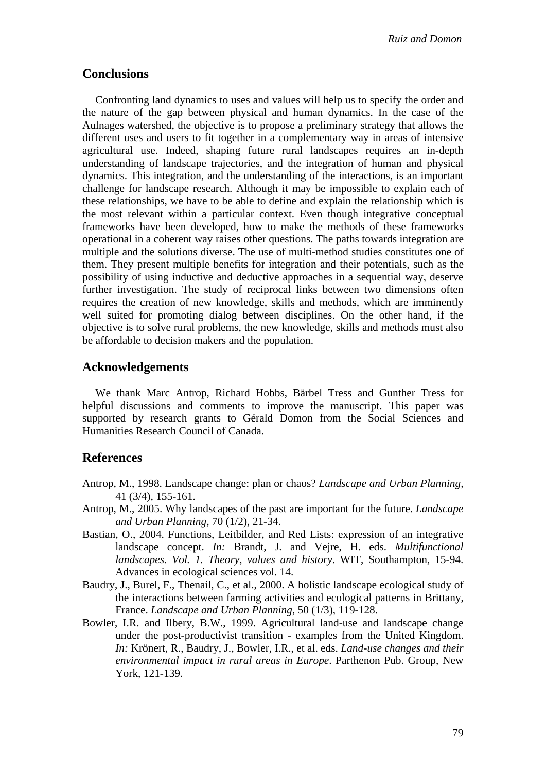## Conclusions

Confronting land dynamics to uses and values will help us to specify the order and the nature of the gap between physical and human dynamics. In the case of the Aulnages watershed, the objective is to propose a preliminary strategy that allows the different uses and users to fit together in a complementary way in areas of intensive agricultural use. Indeed, shaping future rural landscapes requires an in-depth understanding of landscape trajectories, and the integration of human and physical dynamics. This integration, and the understanding of the interactions, is an important challenge for landscape research. Although it may be impossible to explain each of these relationships, we have to be able to define and explain the relationship which is the most relevant within a particular context. Even though integrative conceptual frameworks have been developed, how to make the methods of these frameworks operational in a coherent way raises other questions. The paths towards integration are multiple and the solutions diverse. The use of multi-method studies constitutes one of them. They present multiple benefits for integration and their potentials, such as the possibility of using inductive and deductive approaches in a sequential way, deserve further investigation. The study of reciprocal links between two dimensions often requires the creation of new knowledge, skills and methods, which are imminently well suited for promoting dialog between disciplines. On the other hand, if the objective is to solve rural problems, the new knowledge, skills and methods must also be affordable to decision makers and the population.

## Acknowledgements

We thank Marc Antrop, Richard Hobbs, Bärbel Tress and Gunther Tress for helpful discussions and comments to improve the manuscript. This paper was supported by research grants to Gérald Domon from the Social Sciences and Humanities Research Council of Canada.

## References

Antrop, M., 1998. Landscape change: plan or chaos? *Landscape and Urban Planning,* 41 (3/4), 155-161.

Antrop, M., 2005. Why landscapes of the past are important for the future. *Landscape and Urban Planning,* 70 (1/2), 21-34.

Bastian, O., 2004. Functions, Leitbilder, and Red Lists: expression of an integrative landscape concept. *In:* Brandt, J. and Vejre, H. eds. *Multifunctional landscapes. Vol. 1. Theory, values and history*. WIT, Southampton, 15-94. Advances in ecological sciences vol. 14.

Baudry, J., Burel, F., Thenail, C., et al., 2000. A holistic landscape ecological study of the interactions between farming activities and ecological patterns in Brittany, France. *Landscape and Urban Planning,* 50 (1/3), 119-128.

Bowler, I.R. and Ilbery, B.W., 1999. Agricultural land-use and landscape change under the post-productivist transition - examples from the United Kingdom. *In:* Krönert, R., Baudry, J., Bowler, I.R., et al. eds. *Land-use changes and their environmental impact in rural areas in Europe*. Parthenon Pub. Group, New York, 121-139.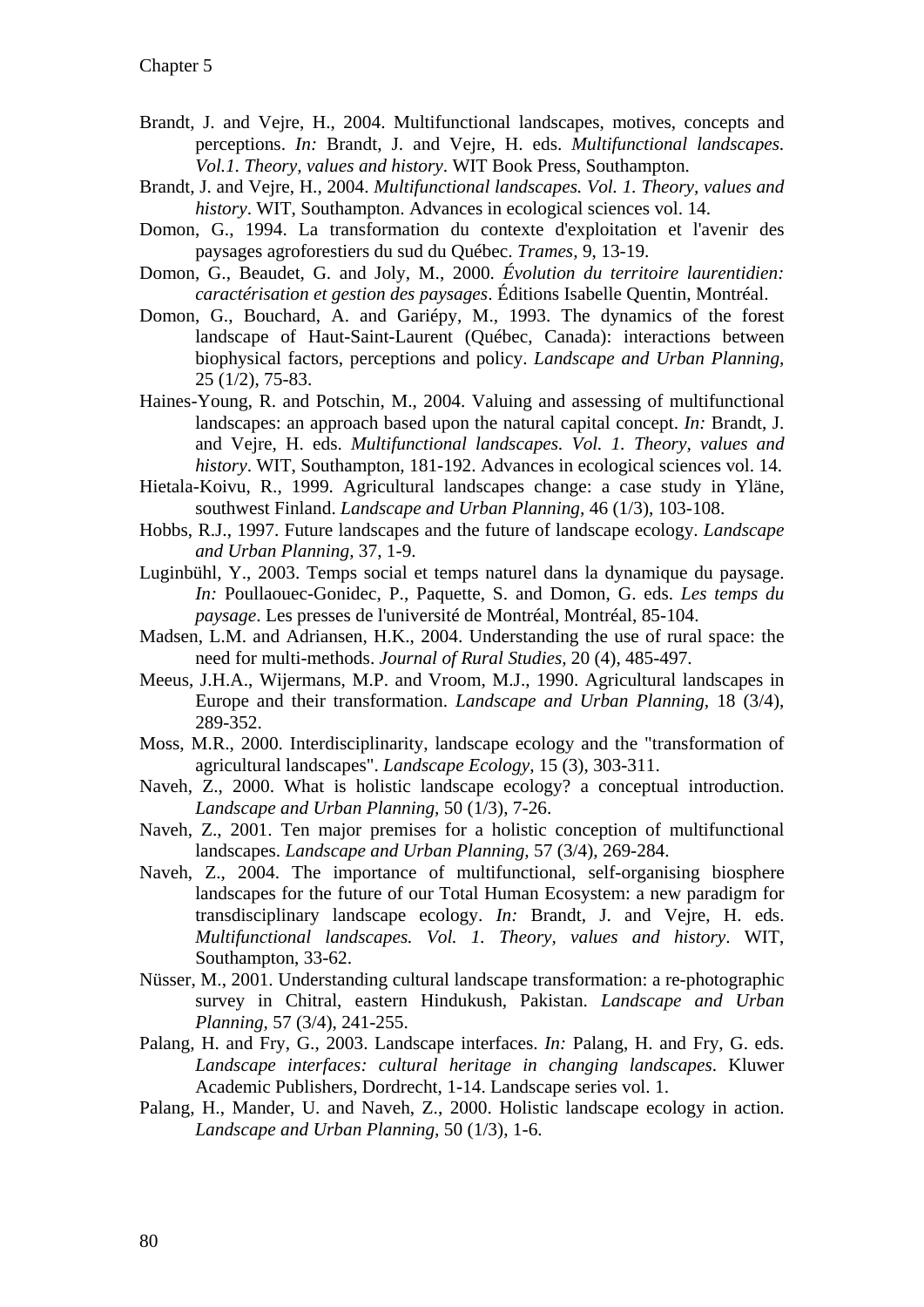Brandt, J. and Vejre, H., 2004. Multifunctional landscapes, motives, concepts and perceptions. *In:* Brandt, J. and Vejre, H. eds. *Multifunctional landscapes. Vol.1. Theory, values and history*. WIT Book Press, Southampton.

Brandt, J. and Vejre, H., 2004. *Multifunctional landscapes. Vol. 1. Theory, values and history*. WIT, Southampton. Advances in ecological sciences vol. 14.

Domon, G., 1994. La transformation du contexte d'exploitation et l'avenir des paysages agroforestiers du sud du Québec. *Trames,* 9, 13-19.

Domon, G., Beaudet, G. and Joly, M., 2000. *Évolution du territoire laurentidien: caractérisation et gestion des paysages*. Éditions Isabelle Quentin, Montréal.

Domon, G., Bouchard, A. and Gariépy, M., 1993. The dynamics of the forest landscape of Haut-Saint-Laurent (Québec, Canada): interactions between biophysical factors, perceptions and policy. *Landscape and Urban Planning,* 25 (1/2), 75-83.

Haines-Young, R. and Potschin, M., 2004. Valuing and assessing of multifunctional landscapes: an approach based upon the natural capital concept. *In:* Brandt, J. and Vejre, H. eds. *Multifunctional landscapes. Vol. 1. Theory, values and history*. WIT, Southampton, 181-192. Advances in ecological sciences vol. 14.

Hietala-Koivu, R., 1999. Agricultural landscapes change: a case study in Yläne, southwest Finland. *Landscape and Urban Planning,* 46 (1/3), 103-108.

Hobbs, R.J., 1997. Future landscapes and the future of landscape ecology. *Landscape and Urban Planning,* 37, 1-9.

Luginbühl, Y., 2003. Temps social et temps naturel dans la dynamique du paysage. *In:* Poullaouec-Gonidec, P., Paquette, S. and Domon, G. eds. *Les temps du paysage*. Les presses de l'université de Montréal, Montréal, 85-104.

Madsen, L.M. and Adriansen, H.K., 2004. Understanding the use of rural space: the need for multi-methods. *Journal of Rural Studies,* 20 (4), 485-497.

Meeus, J.H.A., Wijermans, M.P. and Vroom, M.J., 1990. Agricultural landscapes in Europe and their transformation. *Landscape and Urban Planning,* 18 (3/4), 289-352.

Moss, M.R., 2000. Interdisciplinarity, landscape ecology and the "transformation of agricultural landscapes". *Landscape Ecology,* 15 (3), 303-311.

Naveh, Z., 2000. What is holistic landscape ecology? a conceptual introduction. *Landscape and Urban Planning,* 50 (1/3), 7-26.

Naveh, Z., 2001. Ten major premises for a holistic conception of multifunctional landscapes. *Landscape and Urban Planning,* 57 (3/4), 269-284.

Naveh, Z., 2004. The importance of multifunctional, self-organising biosphere landscapes for the future of our Total Human Ecosystem: a new paradigm for transdisciplinary landscape ecology. *In:* Brandt, J. and Vejre, H. eds. *Multifunctional landscapes. Vol. 1. Theory, values and history*. WIT, Southampton, 33-62.

Nüsser, M., 2001. Understanding cultural landscape transformation: a re-photographic survey in Chitral, eastern Hindukush, Pakistan. *Landscape and Urban Planning,* 57 (3/4), 241-255.

Palang, H. and Fry, G., 2003. Landscape interfaces. *In:* Palang, H. and Fry, G. eds. *Landscape interfaces: cultural heritage in changing landscapes*. Kluwer Academic Publishers, Dordrecht, 1-14. Landscape series vol. 1.

Palang, H., Mander, U. and Naveh, Z., 2000. Holistic landscape ecology in action. *Landscape and Urban Planning,* 50 (1/3), 1-6.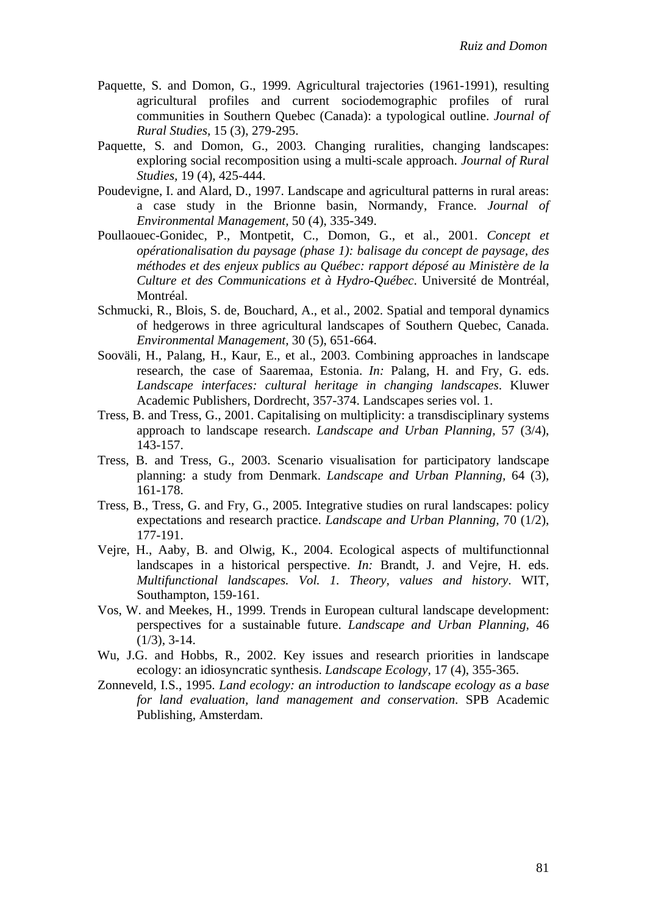Paquette, S. and Domon, G., 1999. Agricultural trajectories (1961-1991), resulting agricultural profiles and current sociodemographic profiles of rural communities in Southern Quebec (Canada): a typological outline. *Journal of Rural Studies*, 15 (3), 279-295.

Paquette, S. and Domon, G., 2003. Changing ruralities, changing landscapes: exploring social recomposition using a multi-scale approach. *Journal of Rural Studies*, 19 (4), 425-444.

Poudevigne, I. and Alard, D., 1997. Landscape and agricultural patterns in rural areas: a case study in the Brionne basin, Normandy, France. *Journal of Environmental Management*, 50 (4), 335-349.

Poullaouec-Gonidec, P., Montpetit, C., Domon, G., et al., 2001. *Concept et opérationalisation du paysage (phase 1): balisage du concept de paysage, des méthodes et des enjeux publics au Québec: rapport déposé au Ministère de la Culture et des Communications et à Hydro-Québec*. Université de Montréal, Montréal.

Schmucki, R., Blois, S. de, Bouchard, A., et al., 2002. Spatial and temporal dynamics of hedgerows in three agricultural landscapes of Southern Quebec, Canada. *Environmental Management*, 30 (5), 651-664.

Sooväli, H., Palang, H., Kaur, E., et al., 2003. Combining approaches in landscape research, the case of Saaremaa, Estonia. *In:* Palang, H. and Fry, G. eds. *Landscape interfaces: cultural heritage in changing landscapes*. Kluwer Academic Publishers, Dordrecht, 357-374. Landscapes series vol. 1.

Tress, B. and Tress, G., 2001. Capitalising on multiplicity: a transdisciplinary systems approach to landscape research. *Landscape and Urban Planning*, 57 (3/4), 143-157.

Tress, B. and Tress, G., 2003. Scenario visualisation for participatory landscape planning: a study from Denmark. *Landscape and Urban Planning*, 64 (3), 161-178.

Tress, B., Tress, G. and Fry, G., 2005. Integrative studies on rural landscapes: policy expectations and research practice. *Landscape and Urban Planning*, 70 (1/2), 177-191.

Vejre, H., Aaby, B. and Olwig, K., 2004. Ecological aspects of multifunctionnal landscapes in a historical perspective. *In:* Brandt, J. and Vejre, H. eds. *Multifunctional landscapes. Vol. 1. Theory, values and history*. WIT, Southampton, 159-161.

Vos, W. and Meekes, H., 1999. Trends in European cultural landscape development: perspectives for a sustainable future. *Landscape and Urban Planning*, 46 (1/3), 3-14.

Wu, J.G. and Hobbs, R., 2002. Key issues and research priorities in landscape ecology: an idiosyncratic synthesis. *Landscape Ecology*, 17 (4), 355-365.

Zonneveld, I.S., 1995. *Land ecology: an introduction to landscape ecology as a base for land evaluation, land management and conservation*. SPB Academic Publishing, Amsterdam.